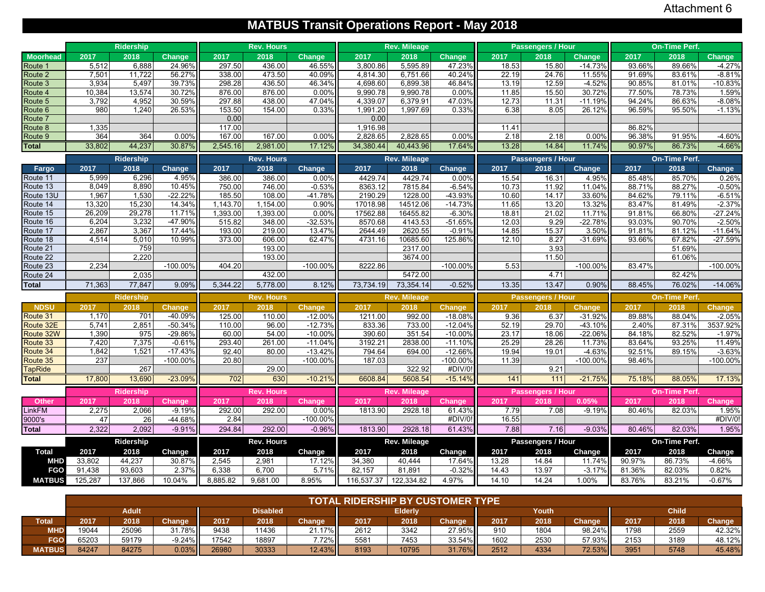Attachment 6

# MATBUS Transit Operations Report - May 2018

| Moorhead | Ridership 2017 | Ridership 2018 | Ridership Change | Rev. Hours 2017 | Rev. Hours 2018 | Rev. Hours Change | Rev. Mileage 2017 | Rev. Mileage 2018 | Rev. Mileage Change | Passengers / Hour 2017 | Passengers / Hour 2018 | Passengers / Hour Change | On-Time Perf. 2017 | On-Time Perf. 2018 | On-Time Perf. Change |
|---|---|---|---|---|---|---|---|---|---|---|---|---|---|---|---|
| Route 1 | 5,512 | 6,888 | 24.96% | 297.50 | 436.00 | 46.55% | 3,800.86 | 5,595.89 | 47.23% | 18.53 | 15.80 | -14.73% | 93.66% | 89.66% | -4.27% |
| Route 2 | 7,501 | 11,722 | 56.27% | 338.00 | 473.50 | 40.09% | 4,814.30 | 6,751.66 | 40.24% | 22.19 | 24.76 | 11.55% | 91.69% | 83.61% | -8.81% |
| Route 3 | 3,934 | 5,497 | 39.73% | 298.28 | 436.50 | 46.34% | 4,698.60 | 6,899.38 | 46.84% | 13.19 | 12.59 | -4.52% | 90.85% | 81.01% | -10.83% |
| Route 4 | 10,384 | 13,574 | 30.72% | 876.00 | 876.00 | 0.00% | 9,990.78 | 9,990.78 | 0.00% | 11.85 | 15.50 | 30.72% | 77.50% | 78.73% | 1.59% |
| Route 5 | 3,792 | 4,952 | 30.59% | 297.88 | 438.00 | 47.04% | 4,339.07 | 6,379.91 | 47.03% | 12.73 | 11.31 | -11.19% | 94.24% | 86.63% | -8.08% |
| Route 6 | 980 | 1,240 | 26.53% | 153.50 | 154.00 | 0.33% | 1,991.20 | 1,997.69 | 0.33% | 6.38 | 8.05 | 26.12% | 96.59% | 95.50% | -1.13% |
| Route 7 | | | | 0.00 | | | 0.00 | | | | | | | | |
| Route 8 | 1,335 | | | 117.00 | | | 1,916.98 | | | 11.41 | | | 86.82% | | |
| Route 9 | 364 | 364 | 0.00% | 167.00 | 167.00 | 0.00% | 2,828.65 | 2,828.65 | 0.00% | 2.18 | 2.18 | 0.00% | 96.38% | 91.95% | -4.60% |
| **Total** | 33,802 | 44,237 | 30.87% | 2,545.16 | 2,981.00 | 17.12% | 34,380.44 | 40,443.96 | 17.64% | 13.28 | 14.84 | 11.74% | 90.97% | 86.73% | -4.66% |

| Fargo | Ridership 2017 | Ridership 2018 | Ridership Change | Rev. Hours 2017 | Rev. Hours 2018 | Rev. Hours Change | Rev. Mileage 2017 | Rev. Mileage 2018 | Rev. Mileage Change | Passengers / Hour 2017 | Passengers / Hour 2018 | Passengers / Hour Change | On-Time Perf. 2017 | On-Time Perf. 2018 | On-Time Perf. Change |
|---|---|---|---|---|---|---|---|---|---|---|---|---|---|---|---|
| Route 11 | 5,999 | 6,296 | 4.95% | 386.00 | 386.00 | 0.00% | 4429.74 | 4429.74 | 0.00% | 15.54 | 16.31 | 4.95% | 85.48% | 85.70% | 0.26% |
| Route 13 | 8,049 | 8,890 | 10.45% | 750.00 | 746.00 | -0.53% | 8363.12 | 7815.84 | -6.54% | 10.73 | 11.92 | 11.04% | 88.71% | 88.27% | -0.50% |
| Route 13U | 1,967 | 1,530 | -22.22% | 185.50 | 108.00 | -41.78% | 2190.29 | 1228.00 | -43.93% | 10.60 | 14.17 | 33.60% | 84.62% | 79.11% | -6.51% |
| Route 14 | 13,320 | 15,230 | 14.34% | 1,143.70 | 1,154.00 | 0.90% | 17018.98 | 14512.06 | -14.73% | 11.65 | 13.20 | 13.32% | 83.47% | 81.49% | -2.37% |
| Route 15 | 26,209 | 29,278 | 11.71% | 1,393.00 | 1,393.00 | 0.00% | 17562.88 | 16455.82 | -6.30% | 18.81 | 21.02 | 11.71% | 91.81% | 66.80% | -27.24% |
| Route 16 | 6,204 | 3,232 | -47.90% | 515.82 | 348.00 | -32.53% | 8570.68 | 4143.53 | -51.65% | 12.03 | 9.29 | -22.78% | 93.03% | 90.70% | -2.50% |
| Route 17 | 2,867 | 3,367 | 17.44% | 193.00 | 219.00 | 13.47% | 2644.49 | 2620.55 | -0.91% | 14.85 | 15.37 | 3.50% | 91.81% | 81.12% | -11.64% |
| Route 18 | 4,514 | 5,010 | 10.99% | 373.00 | 606.00 | 62.47% | 4731.16 | 10685.60 | 125.86% | 12.10 | 8.27 | -31.69% | 93.66% | 67.82% | -27.59% |
| Route 21 | | 759 | | | 193.00 | | | 2317.00 | | | 3.93 | | | 51.69% | |
| Route 22 | | 2,220 | | | 193.00 | | | 3674.00 | | | 11.50 | | | 61.06% | |
| Route 23 | 2,234 | | -100.00% | 404.20 | | -100.00% | 8222.86 | | -100.00% | 5.53 | | -100.00% | 83.47% | | -100.00% |
| Route 24 | | 2,035 | | | 432.00 | | | 5472.00 | | | 4.71 | | | 82.42% | |
| **Total** | 71,363 | 77,847 | 9.09% | 5,344.22 | 5,778.00 | 8.12% | 73,734.19 | 73,354.14 | -0.52% | 13.35 | 13.47 | 0.90% | 88.45% | 76.02% | -14.06% |

| NDSU | Ridership 2017 | Ridership 2018 | Ridership Change | Rev. Hours 2017 | Rev. Hours 2018 | Rev. Hours Change | Rev. Mileage 2017 | Rev. Mileage 2018 | Rev. Mileage Change | Passengers / Hour 2017 | Passengers / Hour 2018 | Passengers / Hour Change | On-Time Perf. 2017 | On-Time Perf. 2018 | On-Time Perf. Change |
|---|---|---|---|---|---|---|---|---|---|---|---|---|---|---|---|
| Route 31 | 1,170 | 701 | -40.09% | 125.00 | 110.00 | -12.00% | 1211.00 | 992.00 | -18.08% | 9.36 | 6.37 | -31.92% | 89.88% | 88.04% | -2.05% |
| Route 32E | 5,741 | 2,851 | -50.34% | 110.00 | 96.00 | -12.73% | 833.36 | 733.00 | -12.04% | 52.19 | 29.70 | -43.10% | 2.40% | 87.31% | 3537.92% |
| Route 32W | 1,390 | 975 | -29.86% | 60.00 | 54.00 | -10.00% | 390.60 | 351.54 | -10.00% | 23.17 | 18.06 | -22.06% | 84.18% | 82.52% | -1.97% |
| Route 33 | 7,420 | 7,375 | -0.61% | 293.40 | 261.00 | -11.04% | 3192.21 | 2838.00 | -11.10% | 25.29 | 28.26 | 11.73% | 83.64% | 93.25% | 11.49% |
| Route 34 | 1,842 | 1,521 | -17.43% | 92.40 | 80.00 | -13.42% | 794.64 | 694.00 | -12.66% | 19.94 | 19.01 | -4.63% | 92.51% | 89.15% | -3.63% |
| Route 35 | 237 | | -100.00% | 20.80 | | -100.00% | 187.03 | | -100.00% | 11.39 | | -100.00% | 98.46% | | -100.00% |
| TapRide | | 267 | | | 29.00 | | | 322.92 | #DIV/0! | | 9.21 | | | | |
| **Total** | 17,800 | 13,690 | -23.09% | 702 | 630 | -10.21% | 6608.84 | 5608.54 | -15.14% | 141 | 111 | -21.75% | 75.18% | 88.05% | 17.13% |

| Other | Ridership 2017 | Ridership 2018 | Ridership Change | Rev. Hours 2017 | Rev. Hours 2018 | Rev. Hours Change | Rev. Mileage 2017 | Rev. Mileage 2018 | Rev. Mileage Change | Passengers / Hour 2017 | Passengers / Hour 2018 | Passengers / Hour 0.05% | On-Time Perf. 2017 | On-Time Perf. 2018 | On-Time Perf. Change |
|---|---|---|---|---|---|---|---|---|---|---|---|---|---|---|---|
| LinkFM | 2,275 | 2,066 | -9.19% | 292.00 | 292.00 | 0.00% | 1813.90 | 2928.18 | 61.43% | 7.79 | 7.08 | -9.19% | 80.46% | 82.03% | 1.95% |
| 9000's | 47 | 26 | -44.68% | 2.84 | | -100.00% | | | #DIV/0! | 16.55 | | | | | #DIV/0! |
| **Total** | 2,322 | 2,092 | -9.91% | 294.84 | 292.00 | -0.96% | 1813.90 | 2928.18 | 61.43% | 7.88 | 7.16 | -9.03% | 80.46% | 82.03% | 1.95% |

| Total | Ridership 2017 | Ridership 2018 | Ridership Change | Rev. Hours 2017 | Rev. Hours 2018 | Rev. Hours Change | Rev. Mileage 2017 | Rev. Mileage 2018 | Rev. Mileage Change | Passengers / Hour 2017 | Passengers / Hour 2018 | Passengers / Hour Change | On-Time Perf. 2017 | On-Time Perf. 2018 | On-Time Perf. Change |
|---|---|---|---|---|---|---|---|---|---|---|---|---|---|---|---|
| MHD | 33,802 | 44,237 | 30.87% | 2,545 | 2,981 | 17.12% | 34,380 | 40,444 | 17.64% | 13.28 | 14.84 | 11.74% | 90.97% | 86.73% | -4.66% |
| FGO | 91,438 | 93,603 | 2.37% | 6,338 | 6,700 | 5.71% | 82,157 | 81,891 | -0.32% | 14.43 | 13.97 | -3.17% | 81.36% | 82.03% | 0.82% |
| MATBUS | 125,287 | 137,866 | 10.04% | 8,885.82 | 9,681.00 | 8.95% | 116,537.37 | 122,334.82 | 4.97% | 14.10 | 14.24 | 1.00% | 83.76% | 83.21% | -0.67% |

## TOTAL RIDERSHIP BY CUSTOMER TYPE

| Total | Adult 2017 | Adult 2018 | Adult Change | Disabled 2017 | Disabled 2018 | Disabled Change | Elderly 2017 | Elderly 2018 | Elderly Change | Youth 2017 | Youth 2018 | Youth Change | Child 2017 | Child 2018 | Child Change |
|---|---|---|---|---|---|---|---|---|---|---|---|---|---|---|---|
| MHD | 19044 | 25096 | 31.78% | 9438 | 11436 | 21.17% | 2612 | 3342 | 27.95% | 910 | 1804 | 98.24% | 1798 | 2559 | 42.32% |
| FGO | 65203 | 59179 | -9.24% | 17542 | 18897 | 7.72% | 5581 | 7453 | 33.54% | 1602 | 2530 | 57.93% | 2153 | 3189 | 48.12% |
| MATBUS | 84247 | 84275 | 0.03% | 26980 | 30333 | 12.43% | 8193 | 10795 | 31.76% | 2512 | 4334 | 72.53% | 3951 | 5748 | 45.48% |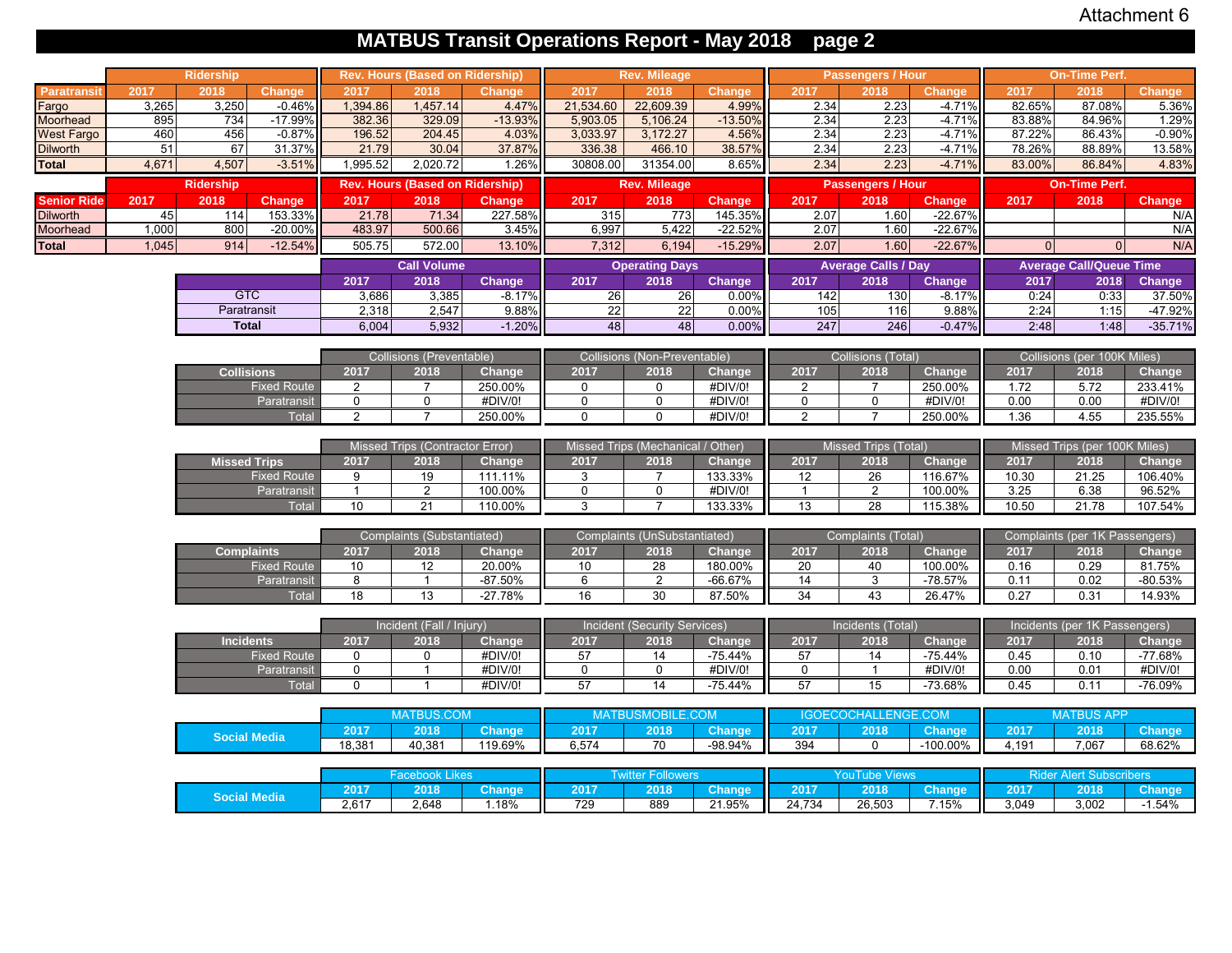Attachment 6

# MATBUS Transit Operations Report - May 2018 page 2

| Paratransit | Ridership | | | Rev. Hours (Based on Ridership) | | | Rev. Mileage | | | Passengers / Hour | | | On-Time Perf. | | |
|---|---|---|---|---|---|---|---|---|---|---|---|---|---|---|---|
| | 2017 | 2018 | Change | 2017 | 2018 | Change | 2017 | 2018 | Change | 2017 | 2018 | Change | 2017 | 2018 | Change |
| Fargo | 3,265 | 3,250 | -0.46% | 1,394.86 | 1,457.14 | 4.47% | 21,534.60 | 22,609.39 | 4.99% | 2.34 | 2.23 | -4.71% | 82.65% | 87.08% | 5.36% |
| Moorhead | 895 | 734 | -17.99% | 382.36 | 329.09 | -13.93% | 5,903.05 | 5,106.24 | -13.50% | 2.34 | 2.23 | -4.71% | 83.88% | 84.96% | 1.29% |
| West Fargo | 460 | 456 | -0.87% | 196.52 | 204.45 | 4.03% | 3,033.97 | 3,172.27 | 4.56% | 2.34 | 2.23 | -4.71% | 87.22% | 86.43% | -0.90% |
| Dilworth | 51 | 67 | 31.37% | 21.79 | 30.04 | 37.87% | 336.38 | 466.10 | 38.57% | 2.34 | 2.23 | -4.71% | 78.26% | 88.89% | 13.58% |
| Total | 4,671 | 4,507 | -3.51% | 1,995.52 | 2,020.72 | 1.26% | 30808.00 | 31354.00 | 8.65% | 2.34 | 2.23 | -4.71% | 83.00% | 86.84% | 4.83% |

| Senior Ride | Ridership | | | Rev. Hours (Based on Ridership) | | | Rev. Mileage | | | Passengers / Hour | | | On-Time Perf. | | |
|---|---|---|---|---|---|---|---|---|---|---|---|---|---|---|---|
| | 2017 | 2018 | Change | 2017 | 2018 | Change | 2017 | 2018 | Change | 2017 | 2018 | Change | 2017 | 2018 | Change |
| Dilworth | 45 | 114 | 153.33% | 21.78 | 71.34 | 227.58% | 315 | 773 | 145.35% | 2.07 | 1.60 | -22.67% | | | N/A |
| Moorhead | 1,000 | 800 | -20.00% | 483.97 | 500.66 | 3.45% | 6,997 | 5,422 | -22.52% | 2.07 | 1.60 | -22.67% | | | N/A |
| Total | 1,045 | 914 | -12.54% | 505.75 | 572.00 | 13.10% | 7,312 | 6,194 | -15.29% | 2.07 | 1.60 | -22.67% | 0 | 0 | N/A |

| | Call Volume | | | Operating Days | | | Average Calls / Day | | | Average Call/Queue Time | | |
|---|---|---|---|---|---|---|---|---|---|---|---|---|
| | 2017 | 2018 | Change | 2017 | 2018 | Change | 2017 | 2018 | Change | 2017 | 2018 | Change |
| GTC | 3,686 | 3,385 | -8.17% | 26 | 26 | 0.00% | 142 | 130 | -8.17% | 0:24 | 0:33 | 37.50% |
| Paratransit | 2,318 | 2,547 | 9.88% | 22 | 22 | 0.00% | 105 | 116 | 9.88% | 2:24 | 1:15 | -47.92% |
| Total | 6,004 | 5,932 | -1.20% | 48 | 48 | 0.00% | 247 | 246 | -0.47% | 2:48 | 1:48 | -35.71% |

| Collisions | Collisions (Preventable) | | | Collisions (Non-Preventable) | | | Collisions (Total) | | | Collisions (per 100K Miles) | | |
|---|---|---|---|---|---|---|---|---|---|---|---|---|
| | 2017 | 2018 | Change | 2017 | 2018 | Change | 2017 | 2018 | Change | 2017 | 2018 | Change |
| Fixed Route | 2 | 7 | 250.00% | 0 | 0 | #DIV/0! | 2 | 7 | 250.00% | 1.72 | 5.72 | 233.41% |
| Paratransit | 0 | 0 | #DIV/0! | 0 | 0 | #DIV/0! | 0 | 0 | #DIV/0! | 0.00 | 0.00 | #DIV/0! |
| Total | 2 | 7 | 250.00% | 0 | 0 | #DIV/0! | 2 | 7 | 250.00% | 1.36 | 4.55 | 235.55% |

| Missed Trips | Missed Trips (Contractor Error) | | | Missed Trips (Mechanical / Other) | | | Missed Trips (Total) | | | Missed Trips (per 100K Miles) | | |
|---|---|---|---|---|---|---|---|---|---|---|---|---|
| | 2017 | 2018 | Change | 2017 | 2018 | Change | 2017 | 2018 | Change | 2017 | 2018 | Change |
| Fixed Route | 9 | 19 | 111.11% | 3 | 7 | 133.33% | 12 | 26 | 116.67% | 10.30 | 21.25 | 106.40% |
| Paratransit | 1 | 2 | 100.00% | 0 | 0 | #DIV/0! | 1 | 2 | 100.00% | 3.25 | 6.38 | 96.52% |
| Total | 10 | 21 | 110.00% | 3 | 7 | 133.33% | 13 | 28 | 115.38% | 10.50 | 21.78 | 107.54% |

| Complaints | Complaints (Substantiated) | | | Complaints (UnSubstantiated) | | | Complaints (Total) | | | Complaints (per 1K Passengers) | | |
|---|---|---|---|---|---|---|---|---|---|---|---|---|
| | 2017 | 2018 | Change | 2017 | 2018 | Change | 2017 | 2018 | Change | 2017 | 2018 | Change |
| Fixed Route | 10 | 12 | 20.00% | 10 | 28 | 180.00% | 20 | 40 | 100.00% | 0.16 | 0.29 | 81.75% |
| Paratransit | 8 | 1 | -87.50% | 6 | 2 | -66.67% | 14 | 3 | -78.57% | 0.11 | 0.02 | -80.53% |
| Total | 18 | 13 | -27.78% | 16 | 30 | 87.50% | 34 | 43 | 26.47% | 0.27 | 0.31 | 14.93% |

| Incidents | Incident (Fall / Injury) | | | Incident (Security Services) | | | Incidents (Total) | | | Incidents (per 1K Passengers) | | |
|---|---|---|---|---|---|---|---|---|---|---|---|---|
| | 2017 | 2018 | Change | 2017 | 2018 | Change | 2017 | 2018 | Change | 2017 | 2018 | Change |
| Fixed Route | 0 | 0 | #DIV/0! | 57 | 14 | -75.44% | 57 | 14 | -75.44% | 0.45 | 0.10 | -77.68% |
| Paratransit | 0 | 1 | #DIV/0! | 0 | 0 | #DIV/0! | 0 | 1 | #DIV/0! | 0.00 | 0.01 | #DIV/0! |
| Total | 0 | 1 | #DIV/0! | 57 | 14 | -75.44% | 57 | 15 | -73.68% | 0.45 | 0.11 | -76.09% |

| Social Media | MATBUS.COM | | | MATBUSMOBILE.COM | | | IGOECOCHALLENGE.COM | | | MATBUS APP | | |
|---|---|---|---|---|---|---|---|---|---|---|---|---|
| | 2017 | 2018 | Change | 2017 | 2018 | Change | 2017 | 2018 | Change | 2017 | 2018 | Change |
| | 18,381 | 40,381 | 119.69% | 6,574 | 70 | -98.94% | 394 | 0 | -100.00% | 4,191 | 7,067 | 68.62% |

| Social Media | Facebook Likes | | | Twitter Followers | | | YouTube Views | | | Rider Alert Subscribers | | |
|---|---|---|---|---|---|---|---|---|---|---|---|---|
| | 2017 | 2018 | Change | 2017 | 2018 | Change | 2017 | 2018 | Change | 2017 | 2018 | Change |
| | 2,617 | 2,648 | 1.18% | 729 | 889 | 21.95% | 24,734 | 26,503 | 7.15% | 3,049 | 3,002 | -1.54% |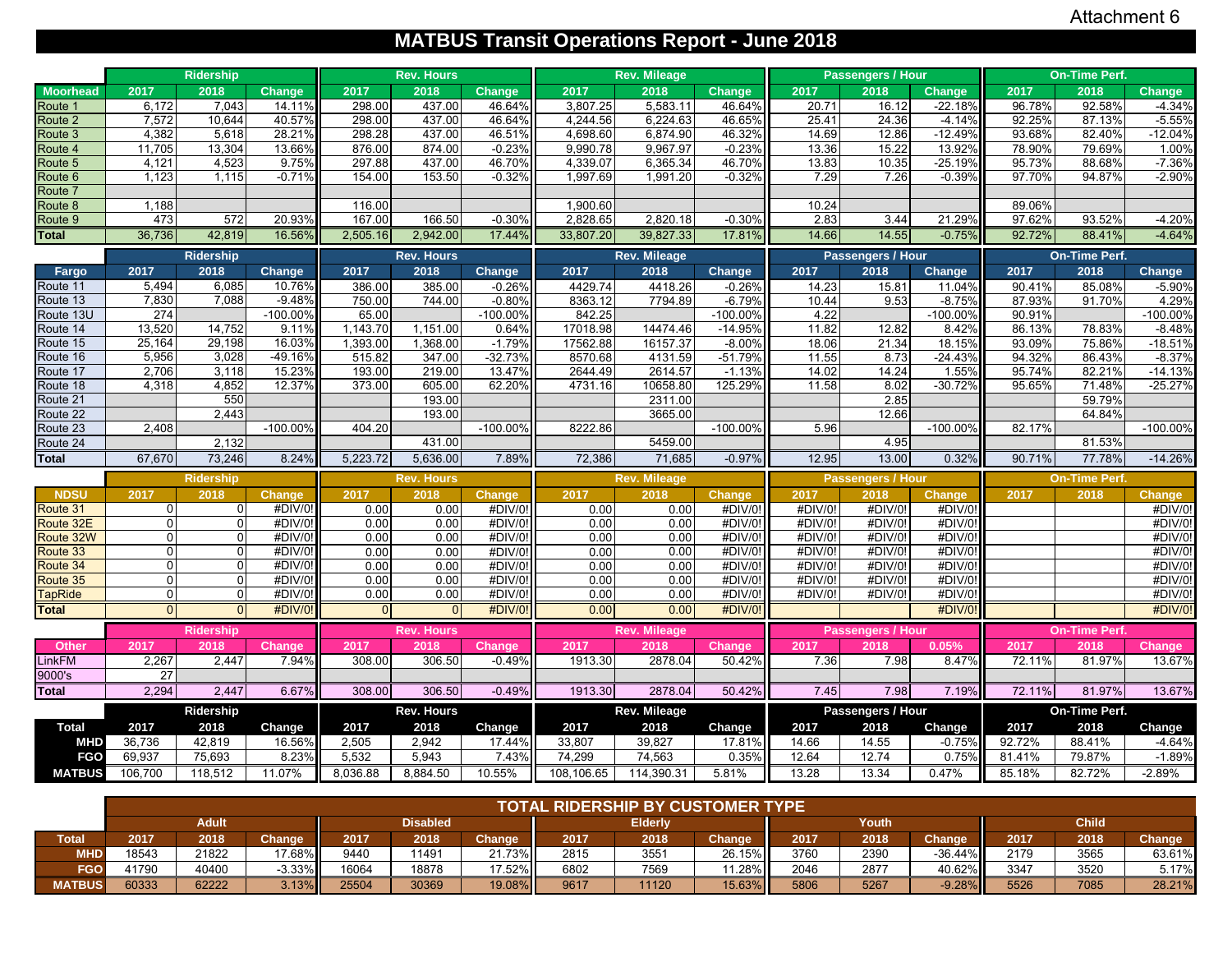Attachment 6

# MATBUS Transit Operations Report - June 2018

| Moorhead | Ridership 2017 | Ridership 2018 | Ridership Change | Rev. Hours 2017 | Rev. Hours 2018 | Rev. Hours Change | Rev. Mileage 2017 | Rev. Mileage 2018 | Rev. Mileage Change | Passengers / Hour 2017 | Passengers / Hour 2018 | Passengers / Hour Change | On-Time Perf. 2017 | On-Time Perf. 2018 | On-Time Perf. Change |
|---|---|---|---|---|---|---|---|---|---|---|---|---|---|---|---|
| Route 1 | 6,172 | 7,043 | 14.11% | 298.00 | 437.00 | 46.64% | 3,807.25 | 5,583.11 | 46.64% | 20.71 | 16.12 | -22.18% | 96.78% | 92.58% | -4.34% |
| Route 2 | 7,572 | 10,644 | 40.57% | 298.00 | 437.00 | 46.64% | 4,244.56 | 6,224.63 | 46.65% | 25.41 | 24.36 | -4.14% | 92.25% | 87.13% | -5.55% |
| Route 3 | 4,382 | 5,618 | 28.21% | 298.28 | 437.00 | 46.51% | 4,698.60 | 6,874.90 | 46.32% | 14.69 | 12.86 | -12.49% | 93.68% | 82.40% | -12.04% |
| Route 4 | 11,705 | 13,304 | 13.66% | 876.00 | 874.00 | -0.23% | 9,990.78 | 9,967.97 | -0.23% | 13.36 | 15.22 | 13.92% | 78.90% | 79.69% | 1.00% |
| Route 5 | 4,121 | 4,523 | 9.75% | 297.88 | 437.00 | 46.70% | 4,339.07 | 6,365.34 | 46.70% | 13.83 | 10.35 | -25.19% | 95.73% | 88.68% | -7.36% |
| Route 6 | 1,123 | 1,115 | -0.71% | 154.00 | 153.50 | -0.32% | 1,997.69 | 1,991.20 | -0.32% | 7.29 | 7.26 | -0.39% | 97.70% | 94.87% | -2.90% |
| Route 7 | | | | | | | | | | | | | | | |
| Route 8 | 1,188 | | | 116.00 | | | 1,900.60 | | | 10.24 | | | 89.06% | | |
| Route 9 | 473 | 572 | 20.93% | 167.00 | 166.50 | -0.30% | 2,828.65 | 2,820.18 | -0.30% | 2.83 | 3.44 | 21.29% | 97.62% | 93.52% | -4.20% |
| **Total** | 36,736 | 42,819 | 16.56% | 2,505.16 | 2,942.00 | 17.44% | 33,807.20 | 39,827.33 | 17.81% | 14.66 | 14.55 | -0.75% | 92.72% | 88.41% | -4.64% |

| Fargo | Ridership 2017 | Ridership 2018 | Ridership Change | Rev. Hours 2017 | Rev. Hours 2018 | Rev. Hours Change | Rev. Mileage 2017 | Rev. Mileage 2018 | Rev. Mileage Change | Passengers / Hour 2017 | Passengers / Hour 2018 | Passengers / Hour Change | On-Time Perf. 2017 | On-Time Perf. 2018 | On-Time Perf. Change |
|---|---|---|---|---|---|---|---|---|---|---|---|---|---|---|---|
| Route 11 | 5,494 | 6,085 | 10.76% | 386.00 | 385.00 | -0.26% | 4429.74 | 4418.26 | -0.26% | 14.23 | 15.81 | 11.04% | 90.41% | 85.08% | -5.90% |
| Route 13 | 7,830 | 7,088 | -9.48% | 750.00 | 744.00 | -0.80% | 8363.12 | 7794.89 | -6.79% | 10.44 | 9.53 | -8.75% | 87.93% | 91.70% | 4.29% |
| Route 13U | 274 | | -100.00% | 65.00 | | -100.00% | 842.25 | | -100.00% | 4.22 | | -100.00% | 90.91% | | -100.00% |
| Route 14 | 13,520 | 14,752 | 9.11% | 1,143.70 | 1,151.00 | 0.64% | 17018.98 | 14474.46 | -14.95% | 11.82 | 12.82 | 8.42% | 86.13% | 78.83% | -8.48% |
| Route 15 | 25,164 | 29,198 | 16.03% | 1,393.00 | 1,368.00 | -1.79% | 17562.88 | 16157.37 | -8.00% | 18.06 | 21.34 | 18.15% | 93.09% | 75.86% | -18.51% |
| Route 16 | 5,956 | 3,028 | -49.16% | 515.82 | 347.00 | -32.73% | 8570.68 | 4131.59 | -51.79% | 11.55 | 8.73 | -24.43% | 94.32% | 86.43% | -8.37% |
| Route 17 | 2,706 | 3,118 | 15.23% | 193.00 | 219.00 | 13.47% | 2644.49 | 2614.57 | -1.13% | 14.02 | 14.24 | 1.55% | 95.74% | 82.21% | -14.13% |
| Route 18 | 4,318 | 4,852 | 12.37% | 373.00 | 605.00 | 62.20% | 4731.16 | 10658.80 | 125.29% | 11.58 | 8.02 | -30.72% | 95.65% | 71.48% | -25.27% |
| Route 21 | | 550 | | | 193.00 | | | 2311.00 | | | 2.85 | | | 59.79% | |
| Route 22 | | 2,443 | | | 193.00 | | | 3665.00 | | | 12.66 | | | 64.84% | |
| Route 23 | 2,408 | | -100.00% | 404.20 | | -100.00% | 8222.86 | | -100.00% | 5.96 | | -100.00% | 82.17% | | -100.00% |
| Route 24 | | 2,132 | | | 431.00 | | | 5459.00 | | | 4.95 | | | 81.53% | |
| **Total** | 67,670 | 73,246 | 8.24% | 5,223.72 | 5,636.00 | 7.89% | 72,386 | 71,685 | -0.97% | 12.95 | 13.00 | 0.32% | 90.71% | 77.78% | -14.26% |

| NDSU | Ridership 2017 | Ridership 2018 | Ridership Change | Rev. Hours 2017 | Rev. Hours 2018 | Rev. Hours Change | Rev. Mileage 2017 | Rev. Mileage 2018 | Rev. Mileage Change | Passengers / Hour 2017 | Passengers / Hour 2018 | Passengers / Hour Change | On-Time Perf. 2017 | On-Time Perf. 2018 | On-Time Perf. Change |
|---|---|---|---|---|---|---|---|---|---|---|---|---|---|---|---|
| Route 31 | 0 | 0 | #DIV/0! | 0.00 | 0.00 | #DIV/0! | 0.00 | 0.00 | #DIV/0! | #DIV/0! | #DIV/0! | #DIV/0! | | | #DIV/0! |
| Route 32E | 0 | 0 | #DIV/0! | 0.00 | 0.00 | #DIV/0! | 0.00 | 0.00 | #DIV/0! | #DIV/0! | #DIV/0! | #DIV/0! | | | #DIV/0! |
| Route 32W | 0 | 0 | #DIV/0! | 0.00 | 0.00 | #DIV/0! | 0.00 | 0.00 | #DIV/0! | #DIV/0! | #DIV/0! | #DIV/0! | | | #DIV/0! |
| Route 33 | 0 | 0 | #DIV/0! | 0.00 | 0.00 | #DIV/0! | 0.00 | 0.00 | #DIV/0! | #DIV/0! | #DIV/0! | #DIV/0! | | | #DIV/0! |
| Route 34 | 0 | 0 | #DIV/0! | 0.00 | 0.00 | #DIV/0! | 0.00 | 0.00 | #DIV/0! | #DIV/0! | #DIV/0! | #DIV/0! | | | #DIV/0! |
| Route 35 | 0 | 0 | #DIV/0! | 0.00 | 0.00 | #DIV/0! | 0.00 | 0.00 | #DIV/0! | #DIV/0! | #DIV/0! | #DIV/0! | | | #DIV/0! |
| TapRide | 0 | 0 | #DIV/0! | 0.00 | 0.00 | #DIV/0! | 0.00 | 0.00 | #DIV/0! | #DIV/0! | #DIV/0! | #DIV/0! | | | #DIV/0! |
| **Total** | 0 | 0 | #DIV/0! | 0 | 0 | #DIV/0! | 0.00 | 0.00 | #DIV/0! | | | #DIV/0! | | | #DIV/0! |

| Other | Ridership 2017 | Ridership 2018 | Ridership Change | Rev. Hours 2017 | Rev. Hours 2018 | Rev. Hours Change | Rev. Mileage 2017 | Rev. Mileage 2018 | Rev. Mileage Change | Passengers / Hour 2017 | Passengers / Hour 2018 | Passengers / Hour 0.05% | On-Time Perf. 2017 | On-Time Perf. 2018 | On-Time Perf. Change |
|---|---|---|---|---|---|---|---|---|---|---|---|---|---|---|---|
| LinkFM | 2,267 | 2,447 | 7.94% | 308.00 | 306.50 | -0.49% | 1913.30 | 2878.04 | 50.42% | 7.36 | 7.98 | 8.47% | 72.11% | 81.97% | 13.67% |
| 9000's | 27 | | | | | | | | | | | | | | |
| **Total** | 2,294 | 2,447 | 6.67% | 308.00 | 306.50 | -0.49% | 1913.30 | 2878.04 | 50.42% | 7.45 | 7.98 | 7.19% | 72.11% | 81.97% | 13.67% |

| Total | Ridership 2017 | Ridership 2018 | Ridership Change | Rev. Hours 2017 | Rev. Hours 2018 | Rev. Hours Change | Rev. Mileage 2017 | Rev. Mileage 2018 | Rev. Mileage Change | Passengers / Hour 2017 | Passengers / Hour 2018 | Passengers / Hour Change | On-Time Perf. 2017 | On-Time Perf. 2018 | On-Time Perf. Change |
|---|---|---|---|---|---|---|---|---|---|---|---|---|---|---|---|
| MHD | 36,736 | 42,819 | 16.56% | 2,505 | 2,942 | 17.44% | 33,807 | 39,827 | 17.81% | 14.66 | 14.55 | -0.75% | 92.72% | 88.41% | -4.64% |
| FGO | 69,937 | 75,693 | 8.23% | 5,532 | 5,943 | 7.43% | 74,299 | 74,563 | 0.35% | 12.64 | 12.74 | 0.75% | 81.41% | 79.87% | -1.89% |
| MATBUS | 106,700 | 118,512 | 11.07% | 8,036.88 | 8,884.50 | 10.55% | 108,106.65 | 114,390.31 | 5.81% | 13.28 | 13.34 | 0.47% | 85.18% | 82.72% | -2.89% |

## TOTAL RIDERSHIP BY CUSTOMER TYPE

| Total | Adult 2017 | Adult 2018 | Adult Change | Disabled 2017 | Disabled 2018 | Disabled Change | Elderly 2017 | Elderly 2018 | Elderly Change | Youth 2017 | Youth 2018 | Youth Change | Child 2017 | Child 2018 | Child Change |
|---|---|---|---|---|---|---|---|---|---|---|---|---|---|---|---|
| MHD | 18543 | 21822 | 17.68% | 9440 | 11491 | 21.73% | 2815 | 3551 | 26.15% | 3760 | 2390 | -36.44% | 2179 | 3565 | 63.61% |
| FGO | 41790 | 40400 | -3.33% | 16064 | 18878 | 17.52% | 6802 | 7569 | 11.28% | 2046 | 2877 | 40.62% | 3347 | 3520 | 5.17% |
| MATBUS | 60333 | 62222 | 3.13% | 25504 | 30369 | 19.08% | 9617 | 11120 | 15.63% | 5806 | 5267 | -9.28% | 5526 | 7085 | 28.21% |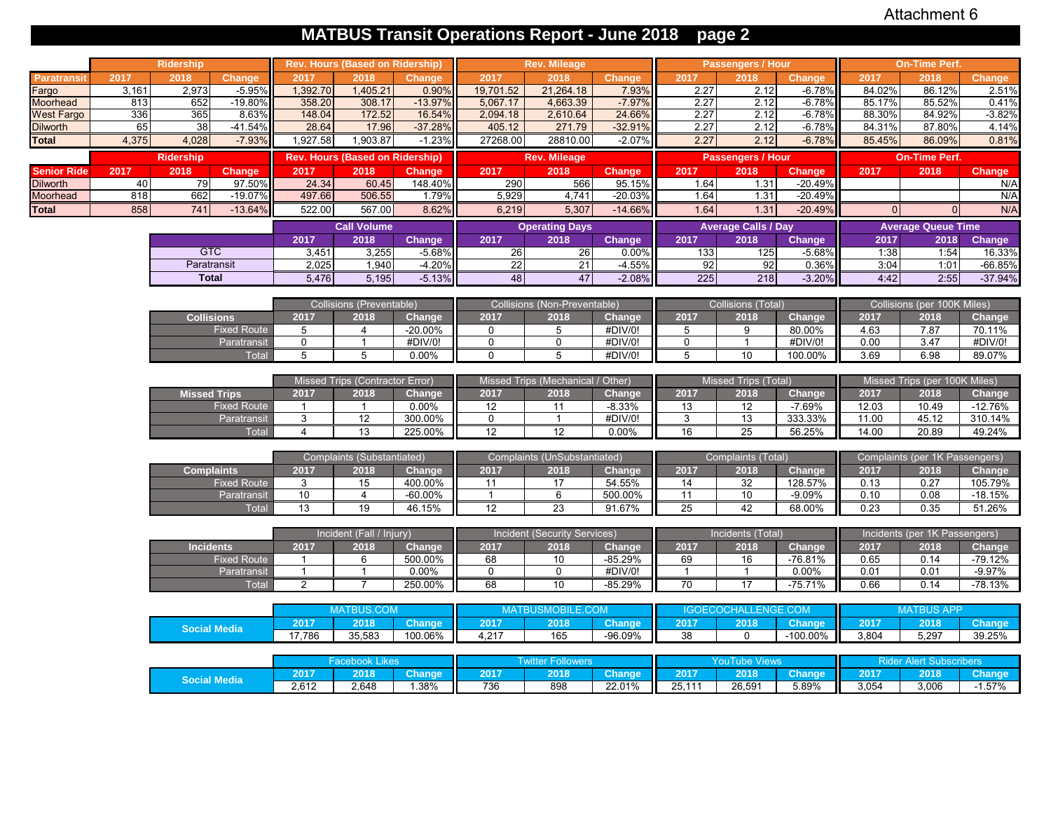Attachment 6

# MATBUS Transit Operations Report - June 2018 page 2

| Paratransit | Ridership | | | Rev. Hours (Based on Ridership) | | | Rev. Mileage | | | Passengers / Hour | | | On-Time Perf. | | |
|---|---|---|---|---|---|---|---|---|---|---|---|---|---|---|---|
| | 2017 | 2018 | Change | 2017 | 2018 | Change | 2017 | 2018 | Change | 2017 | 2018 | Change | 2017 | 2018 | Change |
| Fargo | 3,161 | 2,973 | -5.95% | 1,392.70 | 1,405.21 | 0.90% | 19,701.52 | 21,264.18 | 7.93% | 2.27 | 2.12 | -6.78% | 84.02% | 86.12% | 2.51% |
| Moorhead | 813 | 652 | -19.80% | 358.20 | 308.17 | -13.97% | 5,067.17 | 4,663.39 | -7.97% | 2.27 | 2.12 | -6.78% | 85.17% | 85.52% | 0.41% |
| West Fargo | 336 | 365 | 8.63% | 148.04 | 172.52 | 16.54% | 2,094.18 | 2,610.64 | 24.66% | 2.27 | 2.12 | -6.78% | 88.30% | 84.92% | -3.82% |
| Dilworth | 65 | 38 | -41.54% | 28.64 | 17.96 | -37.28% | 405.12 | 271.79 | -32.91% | 2.27 | 2.12 | -6.78% | 84.31% | 87.80% | 4.14% |
| **Total** | 4,375 | 4,028 | -7.93% | 1,927.58 | 1,903.87 | -1.23% | 27268.00 | 28810.00 | -2.07% | 2.27 | 2.12 | -6.78% | 85.45% | 86.09% | 0.81% |

| Senior Ride | Ridership | | | Rev. Hours (Based on Ridership) | | | Rev. Mileage | | | Passengers / Hour | | | On-Time Perf. | | |
|---|---|---|---|---|---|---|---|---|---|---|---|---|---|---|---|
| | 2017 | 2018 | Change | 2017 | 2018 | Change | 2017 | 2018 | Change | 2017 | 2018 | Change | 2017 | 2018 | Change |
| Dilworth | 40 | 79 | 97.50% | 24.34 | 60.45 | 148.40% | 290 | 566 | 95.15% | 1.64 | 1.31 | -20.49% | | | N/A |
| Moorhead | 818 | 662 | -19.07% | 497.66 | 506.55 | 1.79% | 5,929 | 4,741 | -20.03% | 1.64 | 1.31 | -20.49% | | | N/A |
| **Total** | 858 | 741 | -13.64% | 522.00 | 567.00 | 8.62% | 6,219 | 5,307 | -14.66% | 1.64 | 1.31 | -20.49% | 0 | 0 | N/A |

| | Call Volume | | | Operating Days | | | Average Calls / Day | | | Average Queue Time | | |
|---|---|---|---|---|---|---|---|---|---|---|---|---|
| | 2017 | 2018 | Change | 2017 | 2018 | Change | 2017 | 2018 | Change | 2017 | 2018 | Change |
| GTC | 3,451 | 3,255 | -5.68% | 26 | 26 | 0.00% | 133 | 125 | -5.68% | 1:38 | 1:54 | 16.33% |
| Paratransit | 2,025 | 1,940 | -4.20% | 22 | 21 | -4.55% | 92 | 92 | 0.36% | 3:04 | 1:01 | -66.85% |
| **Total** | 5,476 | 5,195 | -5.13% | 48 | 47 | -2.08% | 225 | 218 | -3.20% | 4:42 | 2:55 | -37.94% |

| Collisions | Collisions (Preventable) | | | Collisions (Non-Preventable) | | | Collisions (Total) | | | Collisions (per 100K Miles) | | |
|---|---|---|---|---|---|---|---|---|---|---|---|---|
| | 2017 | 2018 | Change | 2017 | 2018 | Change | 2017 | 2018 | Change | 2017 | 2018 | Change |
| Fixed Route | 5 | 4 | -20.00% | 0 | 5 | #DIV/0! | 5 | 9 | 80.00% | 4.63 | 7.87 | 70.11% |
| Paratransit | 0 | 1 | #DIV/0! | 0 | 0 | #DIV/0! | 0 | 1 | #DIV/0! | 0.00 | 3.47 | #DIV/0! |
| Total | 5 | 5 | 0.00% | 0 | 5 | #DIV/0! | 5 | 10 | 100.00% | 3.69 | 6.98 | 89.07% |

| Missed Trips | Missed Trips (Contractor Error) | | | Missed Trips (Mechanical / Other) | | | Missed Trips (Total) | | | Missed Trips (per 100K Miles) | | |
|---|---|---|---|---|---|---|---|---|---|---|---|---|
| | 2017 | 2018 | Change | 2017 | 2018 | Change | 2017 | 2018 | Change | 2017 | 2018 | Change |
| Fixed Route | 1 | 1 | 0.00% | 12 | 11 | -8.33% | 13 | 12 | -7.69% | 12.03 | 10.49 | -12.76% |
| Paratransit | 3 | 12 | 300.00% | 0 | 1 | #DIV/0! | 3 | 13 | 333.33% | 11.00 | 45.12 | 310.14% |
| Total | 4 | 13 | 225.00% | 12 | 12 | 0.00% | 16 | 25 | 56.25% | 14.00 | 20.89 | 49.24% |

| Complaints | Complaints (Substantiated) | | | Complaints (UnSubstantiated) | | | Complaints (Total) | | | Complaints (per 1K Passengers) | | |
|---|---|---|---|---|---|---|---|---|---|---|---|---|
| | 2017 | 2018 | Change | 2017 | 2018 | Change | 2017 | 2018 | Change | 2017 | 2018 | Change |
| Fixed Route | 3 | 15 | 400.00% | 11 | 17 | 54.55% | 14 | 32 | 128.57% | 0.13 | 0.27 | 105.79% |
| Paratransit | 10 | 4 | -60.00% | 1 | 6 | 500.00% | 11 | 10 | -9.09% | 0.10 | 0.08 | -18.15% |
| Total | 13 | 19 | 46.15% | 12 | 23 | 91.67% | 25 | 42 | 68.00% | 0.23 | 0.35 | 51.26% |

| Incidents | Incident (Fall / Injury) | | | Incident (Security Services) | | | Incidents (Total) | | | Incidents (per 1K Passengers) | | |
|---|---|---|---|---|---|---|---|---|---|---|---|---|
| | 2017 | 2018 | Change | 2017 | 2018 | Change | 2017 | 2018 | Change | 2017 | 2018 | Change |
| Fixed Route | 1 | 6 | 500.00% | 68 | 10 | -85.29% | 69 | 16 | -76.81% | 0.65 | 0.14 | -79.12% |
| Paratransit | 1 | 1 | 0.00% | 0 | 0 | #DIV/0! | 1 | 1 | 0.00% | 0.01 | 0.01 | -9.97% |
| Total | 2 | 7 | 250.00% | 68 | 10 | -85.29% | 70 | 17 | -75.71% | 0.66 | 0.14 | -78.13% |

| Social Media | MATBUS.COM | | | MATBUSMOBILE.COM | | | IGOECOCHALLENGE.COM | | | MATBUS APP | | |
|---|---|---|---|---|---|---|---|---|---|---|---|---|
| | 2017 | 2018 | Change | 2017 | 2018 | Change | 2017 | 2018 | Change | 2017 | 2018 | Change |
| | 17,786 | 35,583 | 100.06% | 4,217 | 165 | -96.09% | 38 | 0 | -100.00% | 3,804 | 5,297 | 39.25% |

| Social Media | Facebook Likes | | | Twitter Followers | | | YouTube Views | | | Rider Alert Subscribers | | |
|---|---|---|---|---|---|---|---|---|---|---|---|---|
| | 2017 | 2018 | Change | 2017 | 2018 | Change | 2017 | 2018 | Change | 2017 | 2018 | Change |
| | 2,612 | 2,648 | 1.38% | 736 | 898 | 22.01% | 25,111 | 26,591 | 5.89% | 3,054 | 3,006 | -1.57% |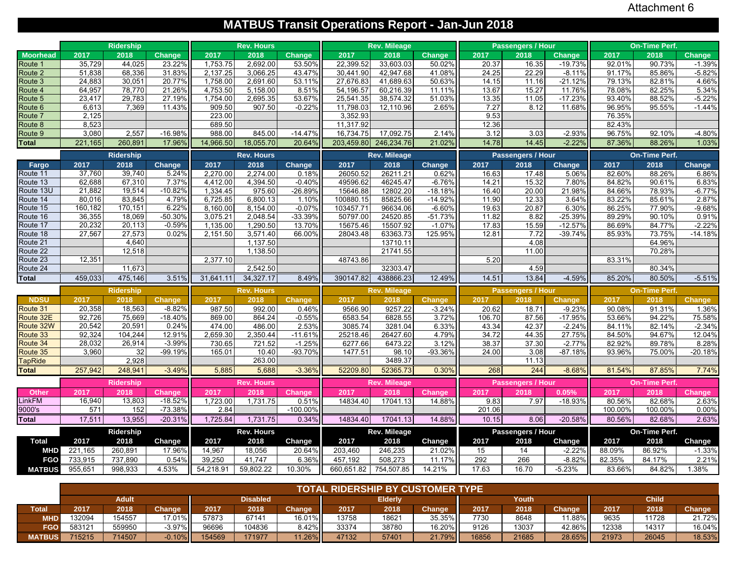Attachment 6

# MATBUS Transit Operations Report - Jan-Jun 2018

| Moorhead | Ridership | | | Rev. Hours | | | Rev. Mileage | | | Passengers / Hour | | | On-Time Perf. | | |
|---|---|---|---|---|---|---|---|---|---|---|---|---|---|---|---|
| | 2017 | 2018 | Change | 2017 | 2018 | Change | 2017 | 2018 | Change | 2017 | 2018 | Change | 2017 | 2018 | Change |
| Route 1 | 35,729 | 44,025 | 23.22% | 1,753.75 | 2,692.00 | 53.50% | 22,399.52 | 33,603.03 | 50.02% | 20.37 | 16.35 | -19.73% | 92.01% | 90.73% | -1.39% |
| Route 2 | 51,838 | 68,336 | 31.83% | 2,137.25 | 3,066.25 | 43.47% | 30,441.90 | 42,947.68 | 41.08% | 24.25 | 22.29 | -8.11% | 91.17% | 85.86% | -5.82% |
| Route 3 | 24,883 | 30,051 | 20.77% | 1,758.00 | 2,691.60 | 53.11% | 27,676.83 | 41,689.63 | 50.63% | 14.15 | 11.16 | -21.12% | 79.13% | 82.81% | 4.66% |
| Route 4 | 64,957 | 78,770 | 21.26% | 4,753.50 | 5,158.00 | 8.51% | 54,196.57 | 60,216.39 | 11.11% | 13.67 | 15.27 | 11.76% | 78.08% | 82.25% | 5.34% |
| Route 5 | 23,417 | 29,783 | 27.19% | 1,754.00 | 2,695.35 | 53.67% | 25,541.35 | 38,574.32 | 51.03% | 13.35 | 11.05 | -17.23% | 93.40% | 88.52% | -5.22% |
| Route 6 | 6,613 | 7,369 | 11.43% | 909.50 | 907.50 | -0.22% | 11,798.03 | 12,110.96 | 2.65% | 7.27 | 8.12 | 11.68% | 96.95% | 95.55% | -1.44% |
| Route 7 | 2,125 | | | 223.00 | | | 3,352.93 | | | 9.53 | | | 76.35% | | |
| Route 8 | 8,523 | | | 689.50 | | | 11,317.92 | | | 12.36 | | | 82.43% | | |
| Route 9 | 3,080 | 2,557 | -16.98% | 988.00 | 845.00 | -14.47% | 16,734.75 | 17,092.75 | 2.14% | 3.12 | 3.03 | -2.93% | 96.75% | 92.10% | -4.80% |
| Total | 221,165 | 260,891 | 17.96% | 14,966.50 | 18,055.70 | 20.64% | 203,459.80 | 246,234.76 | 21.02% | 14.78 | 14.45 | -2.22% | 87.36% | 88.26% | 1.03% |

| Fargo | Ridership | | | Rev. Hours | | | Rev. Mileage | | | Passengers / Hour | | | On-Time Perf. | | |
|---|---|---|---|---|---|---|---|---|---|---|---|---|---|---|---|
| | 2017 | 2018 | Change | 2017 | 2018 | Change | 2017 | 2018 | Change | 2017 | 2018 | Change | 2017 | 2018 | Change |
| Route 11 | 37,760 | 39,740 | 5.24% | 2,270.00 | 2,274.00 | 0.18% | 26050.52 | 26211.21 | 0.62% | 16.63 | 17.48 | 5.06% | 82.60% | 88.26% | 6.86% |
| Route 13 | 62,688 | 67,310 | 7.37% | 4,412.00 | 4,394.50 | -0.40% | 49596.62 | 46245.47 | -6.76% | 14.21 | 15.32 | 7.80% | 84.82% | 90.61% | 6.83% |
| Route 13U | 21,882 | 19,514 | -10.82% | 1,334.45 | 975.60 | -26.89% | 15646.88 | 12802.20 | -18.18% | 16.40 | 20.00 | 21.98% | 84.66% | 78.93% | -6.77% |
| Route 14 | 80,016 | 83,845 | 4.79% | 6,725.85 | 6,800.13 | 1.10% | 100880.15 | 85825.66 | -14.92% | 11.90 | 12.33 | 3.64% | 83.22% | 85.61% | 2.87% |
| Route 15 | 160,182 | 170,151 | 6.22% | 8,160.00 | 8,154.00 | -0.07% | 103457.71 | 96634.06 | -6.60% | 19.63 | 20.87 | 6.30% | 86.25% | 77.90% | -9.68% |
| Route 16 | 36,355 | 18,069 | -50.30% | 3,075.21 | 2,048.54 | -33.39% | 50797.00 | 24520.85 | -51.73% | 11.82 | 8.82 | -25.39% | 89.29% | 90.10% | 0.91% |
| Route 17 | 20,232 | 20,113 | -0.59% | 1,135.00 | 1,290.50 | 13.70% | 15675.46 | 15507.92 | -1.07% | 17.83 | 15.59 | -12.57% | 86.69% | 84.77% | -2.22% |
| Route 18 | 27,567 | 27,573 | 0.02% | 2,151.50 | 3,571.40 | 66.00% | 28043.48 | 63363.73 | 125.95% | 12.81 | 7.72 | -39.74% | 85.93% | 73.75% | -14.18% |
| Route 21 | | 4,640 | | | 1,137.50 | | | 13710.11 | | | 4.08 | | | 64.96% | |
| Route 22 | | 12,518 | | | 1,138.50 | | | 21741.55 | | | 11.00 | | | 70.28% | |
| Route 23 | 12,351 | | | 2,377.10 | | | 48743.86 | | | 5.20 | | | 83.31% | | |
| Route 24 | | 11,673 | | | 2,542.50 | | | 32303.47 | | | 4.59 | | | 80.34% | |
| Total | 459,033 | 475,146 | 3.51% | 31,641.11 | 34,327.17 | 8.49% | 390147.82 | 438866.23 | 12.49% | 14.51 | 13.84 | -4.59% | 85.20% | 80.50% | -5.51% |

| NDSU | Ridership | | | Rev. Hours | | | Rev. Mileage | | | Passengers / Hour | | | On-Time Perf. | | |
|---|---|---|---|---|---|---|---|---|---|---|---|---|---|---|---|
| | 2017 | 2018 | Change | 2017 | 2018 | Change | 2017 | 2018 | Change | 2017 | 2018 | Change | 2017 | 2018 | Change |
| Route 31 | 20,358 | 18,563 | -8.82% | 987.50 | 992.00 | 0.46% | 9566.90 | 9257.22 | -3.24% | 20.62 | 18.71 | -9.23% | 90.08% | 91.31% | 1.36% |
| Route 32E | 92,726 | 75,669 | -18.40% | 869.00 | 864.24 | -0.55% | 6583.54 | 6828.55 | 3.72% | 106.70 | 87.56 | -17.95% | 53.66% | 94.22% | 75.58% |
| Route 32W | 20,542 | 20,591 | 0.24% | 474.00 | 486.00 | 2.53% | 3085.74 | 3281.04 | 6.33% | 43.34 | 42.37 | -2.24% | 84.11% | 82.14% | -2.34% |
| Route 33 | 92,324 | 104,244 | 12.91% | 2,659.30 | 2,350.44 | -11.61% | 25218.46 | 26427.60 | 4.79% | 34.72 | 44.35 | 27.75% | 84.50% | 94.67% | 12.04% |
| Route 34 | 28,032 | 26,914 | -3.99% | 730.65 | 721.52 | -1.25% | 6277.66 | 6473.22 | 3.12% | 38.37 | 37.30 | -2.77% | 82.92% | 89.78% | 8.28% |
| Route 35 | 3,960 | 32 | -99.19% | 165.01 | 10.40 | -93.70% | 1477.51 | 98.10 | -93.36% | 24.00 | 3.08 | -87.18% | 93.96% | 75.00% | -20.18% |
| TapRide | | 2,928 | | | 263.00 | | | 3489.37 | | | 11.13 | | | | |
| Total | 257,942 | 248,941 | -3.49% | 5,885 | 5,688 | -3.36% | 52209.80 | 52365.73 | 0.30% | 268 | 244 | -8.68% | 81.54% | 87.85% | 7.74% |

| Other | Ridership | | | Rev. Hours | | | Rev. Mileage | | | Passengers / Hour | | | On-Time Perf. | | |
|---|---|---|---|---|---|---|---|---|---|---|---|---|---|---|---|
| | 2017 | 2018 | Change | 2017 | 2018 | Change | 2017 | 2018 | Change | 2017 | 2018 | 0.05% | 2017 | 2018 | Change |
| LinkFM | 16,940 | 13,803 | -18.52% | 1,723.00 | 1,731.75 | 0.51% | 14834.40 | 17041.13 | 14.88% | 9.83 | 7.97 | -18.93% | 80.56% | 82.68% | 2.63% |
| 9000's | 571 | 152 | -73.38% | 2.84 | | -100.00% | | | | 201.06 | | | 100.00% | 100.00% | 0.00% |
| Total | 17,511 | 13,955 | -20.31% | 1,725.84 | 1,731.75 | 0.34% | 14834.40 | 17041.13 | 14.88% | 10.15 | 8.06 | -20.58% | 80.56% | 82.68% | 2.63% |

| Total | Ridership | | | Rev. Hours | | | Rev. Mileage | | | Passengers / Hour | | | On-Time Perf. | | |
|---|---|---|---|---|---|---|---|---|---|---|---|---|---|---|---|
| | 2017 | 2018 | Change | 2017 | 2018 | Change | 2017 | 2018 | Change | 2017 | 2018 | Change | 2017 | 2018 | Change |
| MHD | 221,165 | 260,891 | 17.96% | 14,967 | 18,056 | 20.64% | 203,460 | 246,235 | 21.02% | 15 | 14 | -2.22% | 88.09% | 86.92% | -1.33% |
| FGO | 733,915 | 737,890 | 0.54% | 39,250 | 41,747 | 6.36% | 457,192 | 508,273 | 11.17% | 292 | 266 | -8.82% | 82.35% | 84.17% | 2.21% |
| MATBUS | 955,651 | 998,933 | 4.53% | 54,218.91 | 59,802.22 | 10.30% | 660,651.82 | 754,507.85 | 14.21% | 17.63 | 16.70 | -5.23% | 83.66% | 84.82% | 1.38% |

## TOTAL RIDERSHIP BY CUSTOMER TYPE

| Total | Adult | | | Disabled | | | Elderly | | | Youth | | | Child | | |
|---|---|---|---|---|---|---|---|---|---|---|---|---|---|---|---|
| | 2017 | 2018 | Change | 2017 | 2018 | Change | 2017 | 2018 | Change | 2017 | 2018 | Change | 2017 | 2018 | Change |
| MHD | 132094 | 154557 | 17.01% | 57873 | 67141 | 16.01% | 13758 | 18621 | 35.35% | 7730 | 8648 | 11.88% | 9635 | 11728 | 21.72% |
| FGO | 583121 | 559950 | -3.97% | 96696 | 104836 | 8.42% | 33374 | 38780 | 16.20% | 9126 | 13037 | 42.86% | 12338 | 14317 | 16.04% |
| MATBUS | 715215 | 714507 | -0.10% | 154569 | 171977 | 11.26% | 47132 | 57401 | 21.79% | 16856 | 21685 | 28.65% | 21973 | 26045 | 18.53% |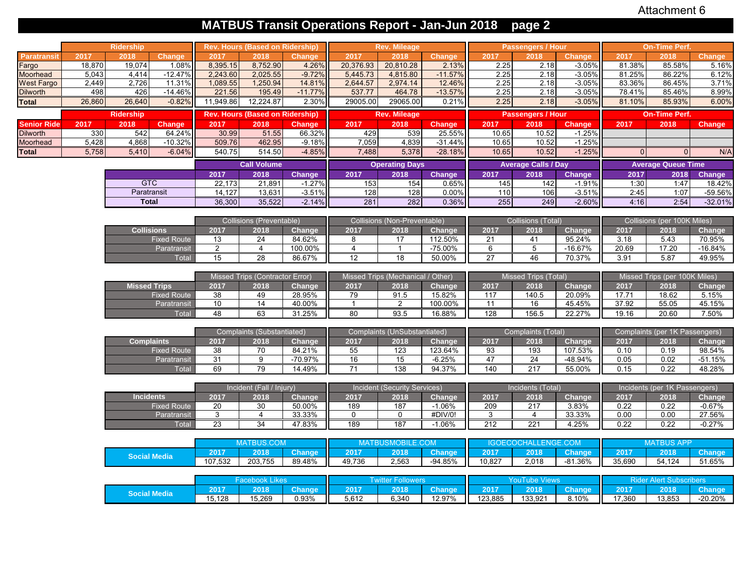Attachment 6

# MATBUS Transit Operations Report - Jan-Jun 2018 page 2

| Paratransit | Ridership | | | Rev. Hours (Based on Ridership) | | | Rev. Mileage | | | Passengers / Hour | | | On-Time Perf. | | |
|---|---|---|---|---|---|---|---|---|---|---|---|---|---|---|---|
| | 2017 | 2018 | Change | 2017 | 2018 | Change | 2017 | 2018 | Change | 2017 | 2018 | Change | 2017 | 2018 | Change |
| Fargo | 18,870 | 19,074 | 1.08% | 8,395.15 | 8,752.90 | 4.26% | 20,376.93 | 20,810.28 | 2.13% | 2.25 | 2.18 | -3.05% | 81.38% | 85.58% | 5.16% |
| Moorhead | 5,043 | 4,414 | -12.47% | 2,243.60 | 2,025.55 | -9.72% | 5,445.73 | 4,815.80 | -11.57% | 2.25 | 2.18 | -3.05% | 81.25% | 86.22% | 6.12% |
| West Fargo | 2,449 | 2,726 | 11.31% | 1,089.55 | 1,250.94 | 14.81% | 2,644.57 | 2,974.14 | 12.46% | 2.25 | 2.18 | -3.05% | 83.36% | 86.45% | 3.71% |
| Dilworth | 498 | 426 | -14.46% | 221.56 | 195.49 | -11.77% | 537.77 | 464.78 | -13.57% | 2.25 | 2.18 | -3.05% | 78.41% | 85.46% | 8.99% |
| Total | 26,860 | 26,640 | -0.82% | 11,949.86 | 12,224.87 | 2.30% | 29005.00 | 29065.00 | 0.21% | 2.25 | 2.18 | -3.05% | 81.10% | 85.93% | 6.00% |

| Senior Ride | Ridership | | | Rev. Hours (Based on Ridership) | | | Rev. Mileage | | | Passengers / Hour | | | On-Time Perf. | | |
|---|---|---|---|---|---|---|---|---|---|---|---|---|---|---|---|
| | 2017 | 2018 | Change | 2017 | 2018 | Change | 2017 | 2018 | Change | 2017 | 2018 | Change | 2017 | 2018 | Change |
| Dilworth | 330 | 542 | 64.24% | 30.99 | 51.55 | 66.32% | 429 | 539 | 25.55% | 10.65 | 10.52 | -1.25% | | | |
| Moorhead | 5,428 | 4,868 | -10.32% | 509.76 | 462.95 | -9.18% | 7,059 | 4,839 | -31.44% | 10.65 | 10.52 | -1.25% | | | |
| Total | 5,758 | 5,410 | -6.04% | 540.75 | 514.50 | -4.85% | 7,488 | 5,378 | -28.18% | 10.65 | 10.52 | -1.25% | 0 | 0 | N/A |

| | Call Volume | | | Operating Days | | | Average Calls / Day | | | Average Queue Time | | |
|---|---|---|---|---|---|---|---|---|---|---|---|---|
| | 2017 | 2018 | Change | 2017 | 2018 | Change | 2017 | 2018 | Change | 2017 | 2018 | Change |
| GTC | 22,173 | 21,891 | -1.27% | 153 | 154 | 0.65% | 145 | 142 | -1.91% | 1:30 | 1:47 | 18.42% |
| Paratransit | 14,127 | 13,631 | -3.51% | 128 | 128 | 0.00% | 110 | 106 | -3.51% | 2:45 | 1:07 | -59.56% |
| Total | 36,300 | 35,522 | -2.14% | 281 | 282 | 0.36% | 255 | 249 | -2.60% | 4:16 | 2:54 | -32.01% |

| Collisions | Collisions (Preventable) | | | Collisions (Non-Preventable) | | | Collisions (Total) | | | Collisions (per 100K Miles) | | |
|---|---|---|---|---|---|---|---|---|---|---|---|---|
| | 2017 | 2018 | Change | 2017 | 2018 | Change | 2017 | 2018 | Change | 2017 | 2018 | Change |
| Fixed Route | 13 | 24 | 84.62% | 8 | 17 | 112.50% | 21 | 41 | 95.24% | 3.18 | 5.43 | 70.95% |
| Paratransit | 2 | 4 | 100.00% | 4 | 1 | -75.00% | 6 | 5 | -16.67% | 20.69 | 17.20 | -16.84% |
| Total | 15 | 28 | 86.67% | 12 | 18 | 50.00% | 27 | 46 | 70.37% | 3.91 | 5.87 | 49.95% |

| Missed Trips | Missed Trips (Contractor Error) | | | Missed Trips (Mechanical / Other) | | | Missed Trips (Total) | | | Missed Trips (per 100K Miles) | | |
|---|---|---|---|---|---|---|---|---|---|---|---|---|
| | 2017 | 2018 | Change | 2017 | 2018 | Change | 2017 | 2018 | Change | 2017 | 2018 | Change |
| Fixed Route | 38 | 49 | 28.95% | 79 | 91.5 | 15.82% | 117 | 140.5 | 20.09% | 17.71 | 18.62 | 5.15% |
| Paratransit | 10 | 14 | 40.00% | 1 | 2 | 100.00% | 11 | 16 | 45.45% | 37.92 | 55.05 | 45.15% |
| Total | 48 | 63 | 31.25% | 80 | 93.5 | 16.88% | 128 | 156.5 | 22.27% | 19.16 | 20.60 | 7.50% |

| Complaints | Complaints (Substantiated) | | | Complaints (UnSubstantiated) | | | Complaints (Total) | | | Complaints (per 1K Passengers) | | |
|---|---|---|---|---|---|---|---|---|---|---|---|---|
| | 2017 | 2018 | Change | 2017 | 2018 | Change | 2017 | 2018 | Change | 2017 | 2018 | Change |
| Fixed Route | 38 | 70 | 84.21% | 55 | 123 | 123.64% | 93 | 193 | 107.53% | 0.10 | 0.19 | 98.54% |
| Paratransit | 31 | 9 | -70.97% | 16 | 15 | -6.25% | 47 | 24 | -48.94% | 0.05 | 0.02 | -51.15% |
| Total | 69 | 79 | 14.49% | 71 | 138 | 94.37% | 140 | 217 | 55.00% | 0.15 | 0.22 | 48.28% |

| Incidents | Incident (Fall / Injury) | | | Incident (Security Services) | | | Incidents (Total) | | | Incidents (per 1K Passengers) | | |
|---|---|---|---|---|---|---|---|---|---|---|---|---|
| | 2017 | 2018 | Change | 2017 | 2018 | Change | 2017 | 2018 | Change | 2017 | 2018 | Change |
| Fixed Route | 20 | 30 | 50.00% | 189 | 187 | -1.06% | 209 | 217 | 3.83% | 0.22 | 0.22 | -0.67% |
| Paratransit | 3 | 4 | 33.33% | 0 | 0 | #DIV/0! | 3 | 4 | 33.33% | 0.00 | 0.00 | 27.56% |
| Total | 23 | 34 | 47.83% | 189 | 187 | -1.06% | 212 | 221 | 4.25% | 0.22 | 0.22 | -0.27% |

| Social Media | MATBUS.COM | | | MATBUSMOBILE.COM | | | IGOECOCHALLENGE.COM | | | MATBUS APP | | |
|---|---|---|---|---|---|---|---|---|---|---|---|---|
| | 2017 | 2018 | Change | 2017 | 2018 | Change | 2017 | 2018 | Change | 2017 | 2018 | Change |
| | 107,532 | 203,755 | 89.48% | 49,736 | 2,563 | -94.85% | 10,827 | 2,018 | -81.36% | 35,690 | 54,124 | 51.65% |

| Social Media | Facebook Likes | | | Twitter Followers | | | YouTube Views | | | Rider Alert Subscribers | | |
|---|---|---|---|---|---|---|---|---|---|---|---|---|
| | 2017 | 2018 | Change | 2017 | 2018 | Change | 2017 | 2018 | Change | 2017 | 2018 | Change |
| | 15,128 | 15,269 | 0.93% | 5,612 | 6,340 | 12.97% | 123,885 | 133,921 | 8.10% | 17,360 | 13,853 | -20.20% |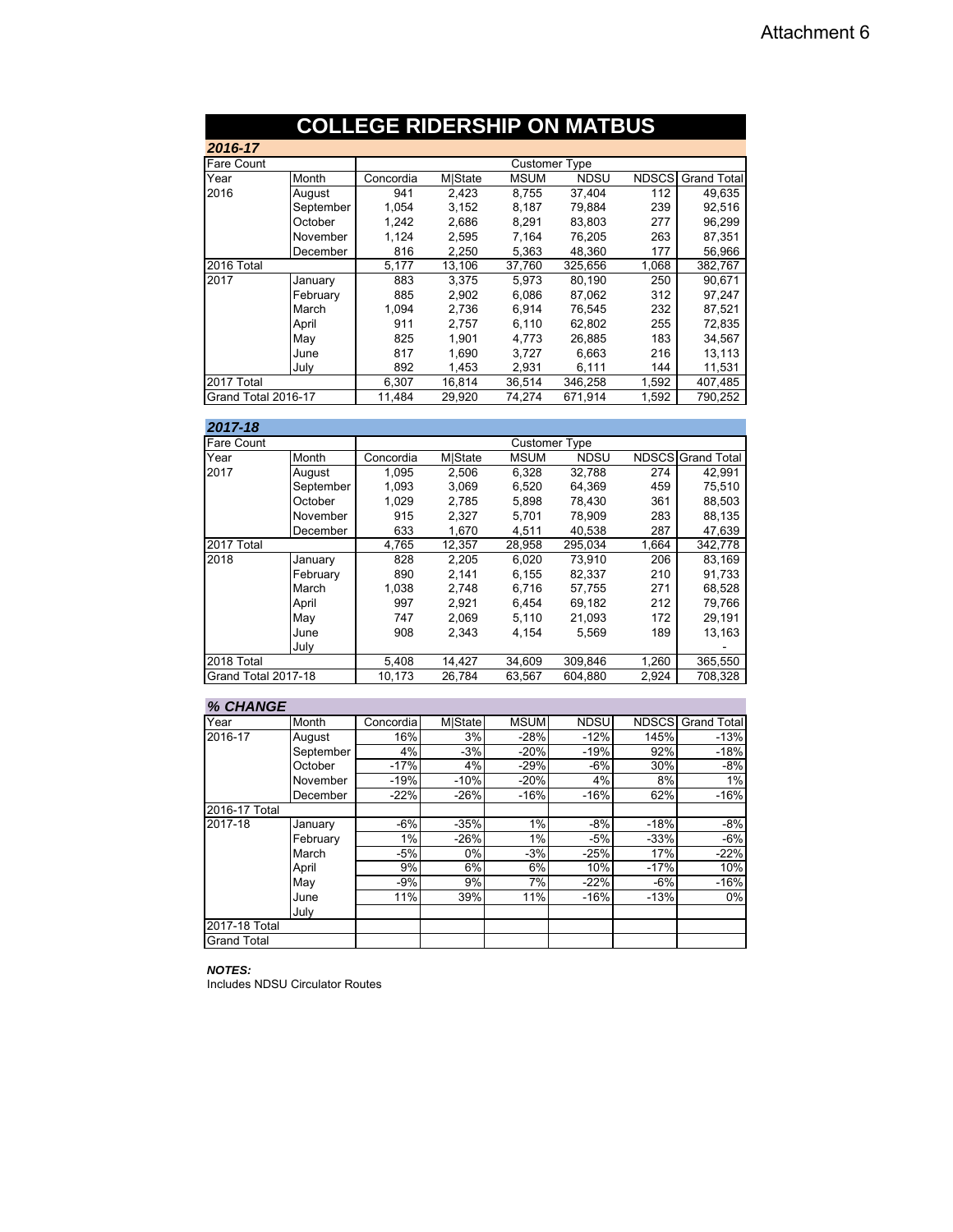Attachment 6

# COLLEGE RIDERSHIP ON MATBUS

## *2016-17*

| Fare Count | | Customer Type | | | | | |
|---|---|---|---|---|---|---|---|
| Year | Month | Concordia | M\|State | MSUM | NDSU | NDSCS | Grand Total |
| 2016 | August | 941 | 2,423 | 8,755 | 37,404 | 112 | 49,635 |
| | September | 1,054 | 3,152 | 8,187 | 79,884 | 239 | 92,516 |
| | October | 1,242 | 2,686 | 8,291 | 83,803 | 277 | 96,299 |
| | November | 1,124 | 2,595 | 7,164 | 76,205 | 263 | 87,351 |
| | December | 816 | 2,250 | 5,363 | 48,360 | 177 | 56,966 |
| 2016 Total | | 5,177 | 13,106 | 37,760 | 325,656 | 1,068 | 382,767 |
| 2017 | January | 883 | 3,375 | 5,973 | 80,190 | 250 | 90,671 |
| | February | 885 | 2,902 | 6,086 | 87,062 | 312 | 97,247 |
| | March | 1,094 | 2,736 | 6,914 | 76,545 | 232 | 87,521 |
| | April | 911 | 2,757 | 6,110 | 62,802 | 255 | 72,835 |
| | May | 825 | 1,901 | 4,773 | 26,885 | 183 | 34,567 |
| | June | 817 | 1,690 | 3,727 | 6,663 | 216 | 13,113 |
| | July | 892 | 1,453 | 2,931 | 6,111 | 144 | 11,531 |
| 2017 Total | | 6,307 | 16,814 | 36,514 | 346,258 | 1,592 | 407,485 |
| Grand Total 2016-17 | | 11,484 | 29,920 | 74,274 | 671,914 | 1,592 | 790,252 |

## *2017-18*

| Fare Count | | Customer Type | | | | | |
|---|---|---|---|---|---|---|---|
| Year | Month | Concordia | M\|State | MSUM | NDSU | NDSCS | Grand Total |
| 2017 | August | 1,095 | 2,506 | 6,328 | 32,788 | 274 | 42,991 |
| | September | 1,093 | 3,069 | 6,520 | 64,369 | 459 | 75,510 |
| | October | 1,029 | 2,785 | 5,898 | 78,430 | 361 | 88,503 |
| | November | 915 | 2,327 | 5,701 | 78,909 | 283 | 88,135 |
| | December | 633 | 1,670 | 4,511 | 40,538 | 287 | 47,639 |
| 2017 Total | | 4,765 | 12,357 | 28,958 | 295,034 | 1,664 | 342,778 |
| 2018 | January | 828 | 2,205 | 6,020 | 73,910 | 206 | 83,169 |
| | February | 890 | 2,141 | 6,155 | 82,337 | 210 | 91,733 |
| | March | 1,038 | 2,748 | 6,716 | 57,755 | 271 | 68,528 |
| | April | 997 | 2,921 | 6,454 | 69,182 | 212 | 79,766 |
| | May | 747 | 2,069 | 5,110 | 21,093 | 172 | 29,191 |
| | June | 908 | 2,343 | 4,154 | 5,569 | 189 | 13,163 |
| | July | | | | | | - |
| 2018 Total | | 5,408 | 14,427 | 34,609 | 309,846 | 1,260 | 365,550 |
| Grand Total 2017-18 | | 10,173 | 26,784 | 63,567 | 604,880 | 2,924 | 708,328 |

## *% CHANGE*

| Year | Month | Concordia | M\|State | MSUM | NDSU | NDSCS | Grand Total |
|---|---|---|---|---|---|---|---|
| 2016-17 | August | 16% | 3% | -28% | -12% | 145% | -13% |
| | September | 4% | -3% | -20% | -19% | 92% | -18% |
| | October | -17% | 4% | -29% | -6% | 30% | -8% |
| | November | -19% | -10% | -20% | 4% | 8% | 1% |
| | December | -22% | -26% | -16% | -16% | 62% | -16% |
| 2016-17 Total | | | | | | | |
| 2017-18 | January | -6% | -35% | 1% | -8% | -18% | -8% |
| | February | 1% | -26% | 1% | -5% | -33% | -6% |
| | March | -5% | 0% | -3% | -25% | 17% | -22% |
| | April | 9% | 6% | 6% | 10% | -17% | 10% |
| | May | -9% | 9% | 7% | -22% | -6% | -16% |
| | June | 11% | 39% | 11% | -16% | -13% | 0% |
| | July | | | | | | |
| 2017-18 Total | | | | | | | |
| Grand Total | | | | | | | |

***NOTES:***
Includes NDSU Circulator Routes